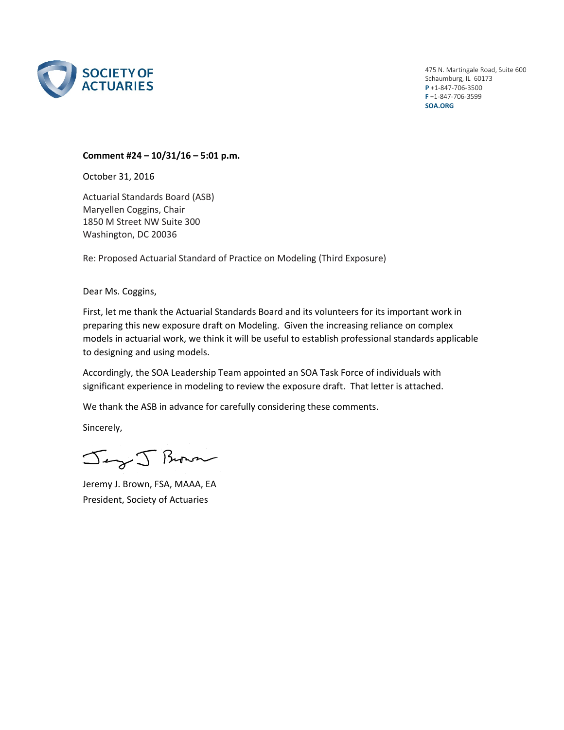SOCIETY OF ACTUARIES

475 N. Martingale Road, Suite 600
Schaumburg, IL 60173
**P** +1-847-706-3500
**F** +1-847-706-3599
**SOA.ORG**

**Comment #24 – 10/31/16 – 5:01 p.m.**

October 31, 2016

Actuarial Standards Board (ASB)
Maryellen Coggins, Chair
1850 M Street NW Suite 300
Washington, DC 20036

Re: Proposed Actuarial Standard of Practice on Modeling (Third Exposure)

Dear Ms. Coggins,

First, let me thank the Actuarial Standards Board and its volunteers for its important work in preparing this new exposure draft on Modeling. Given the increasing reliance on complex models in actuarial work, we think it will be useful to establish professional standards applicable to designing and using models.

Accordingly, the SOA Leadership Team appointed an SOA Task Force of individuals with significant experience in modeling to review the exposure draft. That letter is attached.

We thank the ASB in advance for carefully considering these comments.

Sincerely,

Jeremy J. Brown, FSA, MAAA, EA
President, Society of Actuaries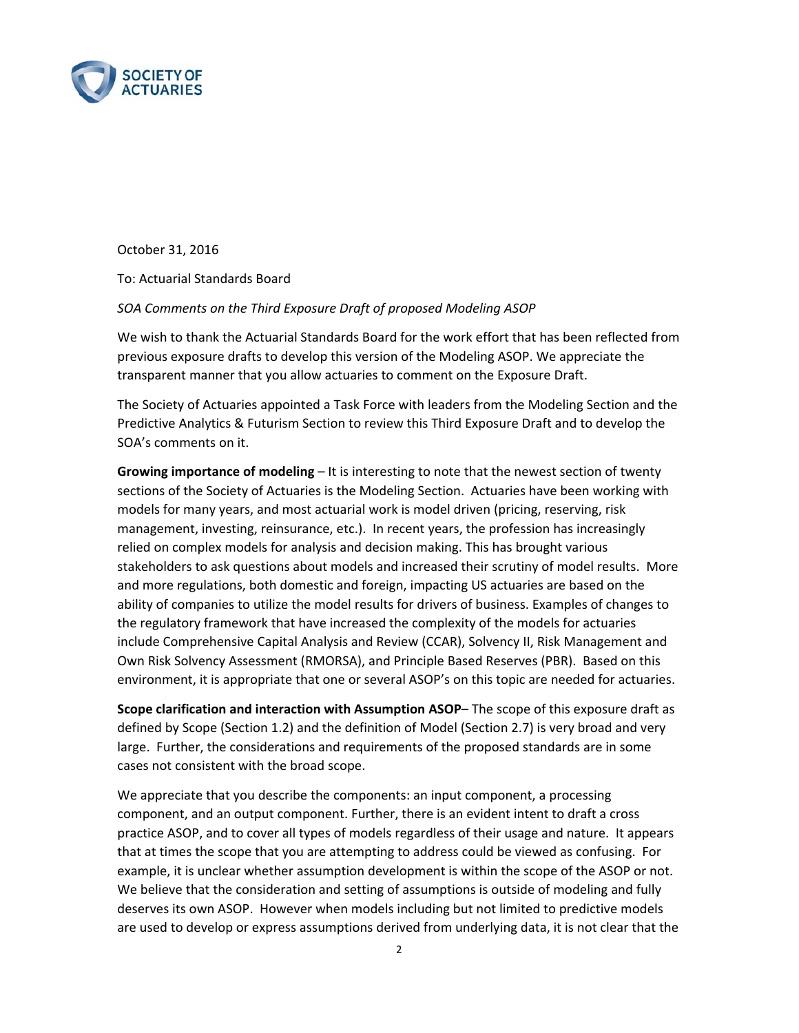October 31, 2016

To: Actuarial Standards Board

*SOA Comments on the Third Exposure Draft of proposed Modeling ASOP*

We wish to thank the Actuarial Standards Board for the work effort that has been reflected from previous exposure drafts to develop this version of the Modeling ASOP. We appreciate the transparent manner that you allow actuaries to comment on the Exposure Draft.

The Society of Actuaries appointed a Task Force with leaders from the Modeling Section and the Predictive Analytics & Futurism Section to review this Third Exposure Draft and to develop the SOA's comments on it.

**Growing importance of modeling** – It is interesting to note that the newest section of twenty sections of the Society of Actuaries is the Modeling Section. Actuaries have been working with models for many years, and most actuarial work is model driven (pricing, reserving, risk management, investing, reinsurance, etc.). In recent years, the profession has increasingly relied on complex models for analysis and decision making. This has brought various stakeholders to ask questions about models and increased their scrutiny of model results. More and more regulations, both domestic and foreign, impacting US actuaries are based on the ability of companies to utilize the model results for drivers of business. Examples of changes to the regulatory framework that have increased the complexity of the models for actuaries include Comprehensive Capital Analysis and Review (CCAR), Solvency II, Risk Management and Own Risk Solvency Assessment (RMORSA), and Principle Based Reserves (PBR). Based on this environment, it is appropriate that one or several ASOP's on this topic are needed for actuaries.

**Scope clarification and interaction with Assumption ASOP**– The scope of this exposure draft as defined by Scope (Section 1.2) and the definition of Model (Section 2.7) is very broad and very large. Further, the considerations and requirements of the proposed standards are in some cases not consistent with the broad scope.

We appreciate that you describe the components: an input component, a processing component, and an output component. Further, there is an evident intent to draft a cross practice ASOP, and to cover all types of models regardless of their usage and nature. It appears that at times the scope that you are attempting to address could be viewed as confusing. For example, it is unclear whether assumption development is within the scope of the ASOP or not. We believe that the consideration and setting of assumptions is outside of modeling and fully deserves its own ASOP. However when models including but not limited to predictive models are used to develop or express assumptions derived from underlying data, it is not clear that the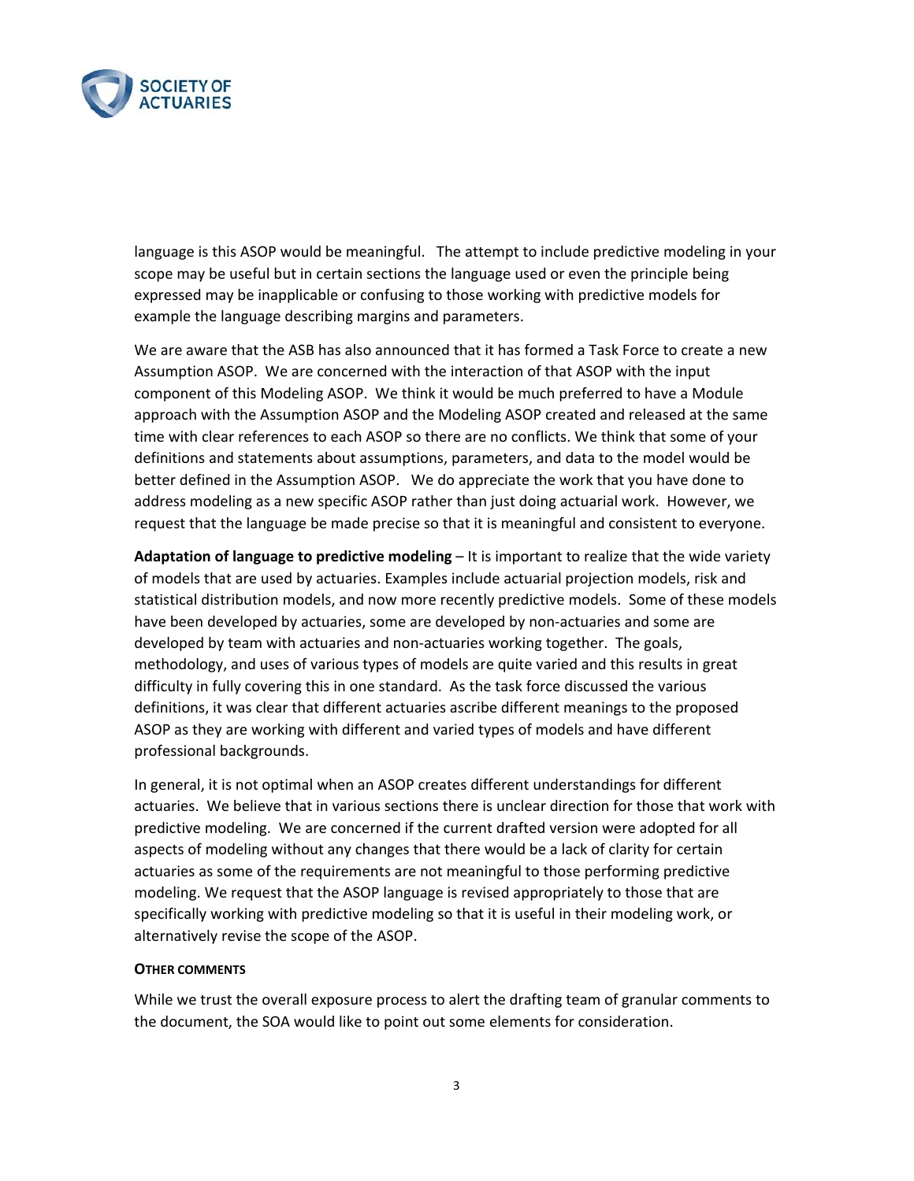language is this ASOP would be meaningful. The attempt to include predictive modeling in your scope may be useful but in certain sections the language used or even the principle being expressed may be inapplicable or confusing to those working with predictive models for example the language describing margins and parameters.

We are aware that the ASB has also announced that it has formed a Task Force to create a new Assumption ASOP. We are concerned with the interaction of that ASOP with the input component of this Modeling ASOP. We think it would be much preferred to have a Module approach with the Assumption ASOP and the Modeling ASOP created and released at the same time with clear references to each ASOP so there are no conflicts. We think that some of your definitions and statements about assumptions, parameters, and data to the model would be better defined in the Assumption ASOP. We do appreciate the work that you have done to address modeling as a new specific ASOP rather than just doing actuarial work. However, we request that the language be made precise so that it is meaningful and consistent to everyone.

**Adaptation of language to predictive modeling** – It is important to realize that the wide variety of models that are used by actuaries. Examples include actuarial projection models, risk and statistical distribution models, and now more recently predictive models. Some of these models have been developed by actuaries, some are developed by non-actuaries and some are developed by team with actuaries and non-actuaries working together. The goals, methodology, and uses of various types of models are quite varied and this results in great difficulty in fully covering this in one standard. As the task force discussed the various definitions, it was clear that different actuaries ascribe different meanings to the proposed ASOP as they are working with different and varied types of models and have different professional backgrounds.

In general, it is not optimal when an ASOP creates different understandings for different actuaries. We believe that in various sections there is unclear direction for those that work with predictive modeling. We are concerned if the current drafted version were adopted for all aspects of modeling without any changes that there would be a lack of clarity for certain actuaries as some of the requirements are not meaningful to those performing predictive modeling. We request that the ASOP language is revised appropriately to those that are specifically working with predictive modeling so that it is useful in their modeling work, or alternatively revise the scope of the ASOP.

**OTHER COMMENTS**

While we trust the overall exposure process to alert the drafting team of granular comments to the document, the SOA would like to point out some elements for consideration.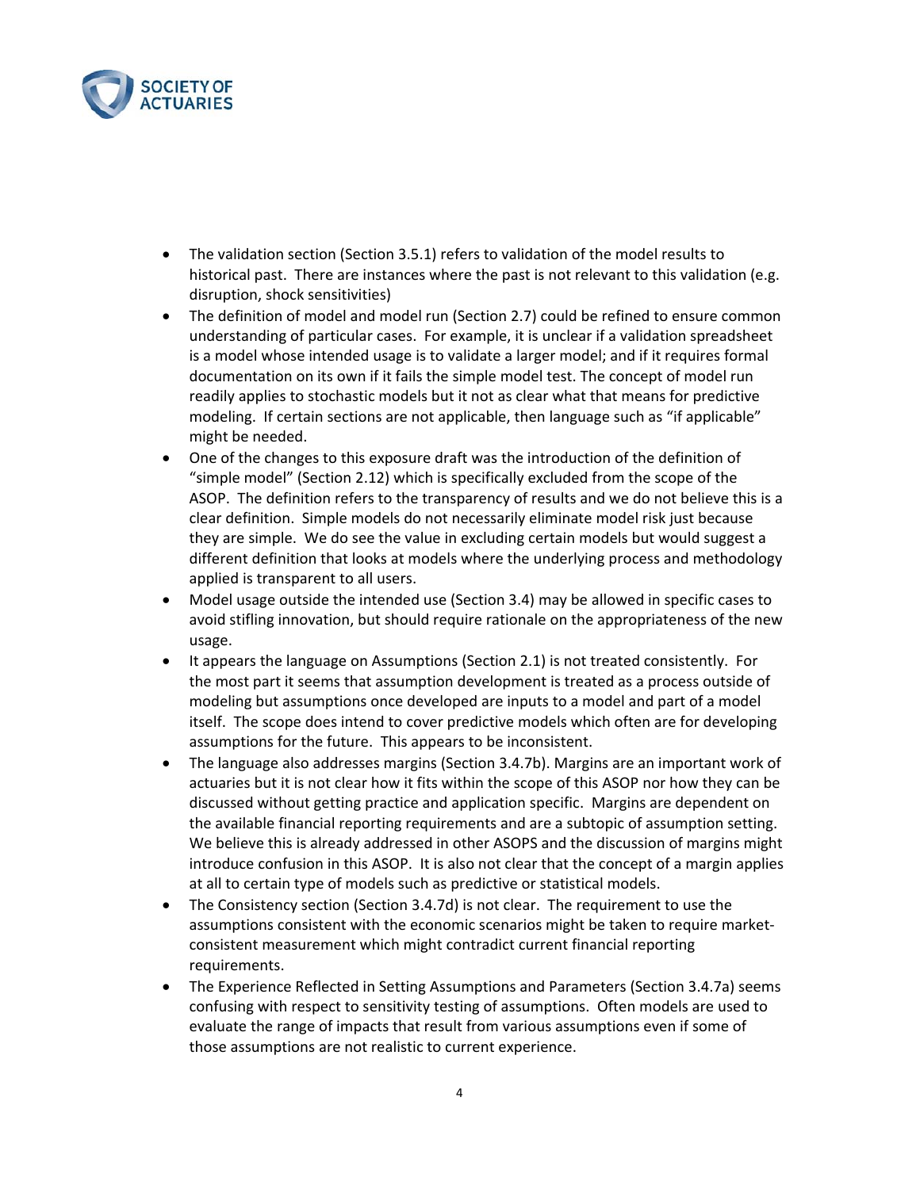- The validation section (Section 3.5.1) refers to validation of the model results to historical past. There are instances where the past is not relevant to this validation (e.g. disruption, shock sensitivities)
- The definition of model and model run (Section 2.7) could be refined to ensure common understanding of particular cases. For example, it is unclear if a validation spreadsheet is a model whose intended usage is to validate a larger model; and if it requires formal documentation on its own if it fails the simple model test. The concept of model run readily applies to stochastic models but it not as clear what that means for predictive modeling. If certain sections are not applicable, then language such as "if applicable" might be needed.
- One of the changes to this exposure draft was the introduction of the definition of "simple model" (Section 2.12) which is specifically excluded from the scope of the ASOP. The definition refers to the transparency of results and we do not believe this is a clear definition. Simple models do not necessarily eliminate model risk just because they are simple. We do see the value in excluding certain models but would suggest a different definition that looks at models where the underlying process and methodology applied is transparent to all users.
- Model usage outside the intended use (Section 3.4) may be allowed in specific cases to avoid stifling innovation, but should require rationale on the appropriateness of the new usage.
- It appears the language on Assumptions (Section 2.1) is not treated consistently. For the most part it seems that assumption development is treated as a process outside of modeling but assumptions once developed are inputs to a model and part of a model itself. The scope does intend to cover predictive models which often are for developing assumptions for the future. This appears to be inconsistent.
- The language also addresses margins (Section 3.4.7b). Margins are an important work of actuaries but it is not clear how it fits within the scope of this ASOP nor how they can be discussed without getting practice and application specific. Margins are dependent on the available financial reporting requirements and are a subtopic of assumption setting. We believe this is already addressed in other ASOPS and the discussion of margins might introduce confusion in this ASOP. It is also not clear that the concept of a margin applies at all to certain type of models such as predictive or statistical models.
- The Consistency section (Section 3.4.7d) is not clear. The requirement to use the assumptions consistent with the economic scenarios might be taken to require market-consistent measurement which might contradict current financial reporting requirements.
- The Experience Reflected in Setting Assumptions and Parameters (Section 3.4.7a) seems confusing with respect to sensitivity testing of assumptions. Often models are used to evaluate the range of impacts that result from various assumptions even if some of those assumptions are not realistic to current experience.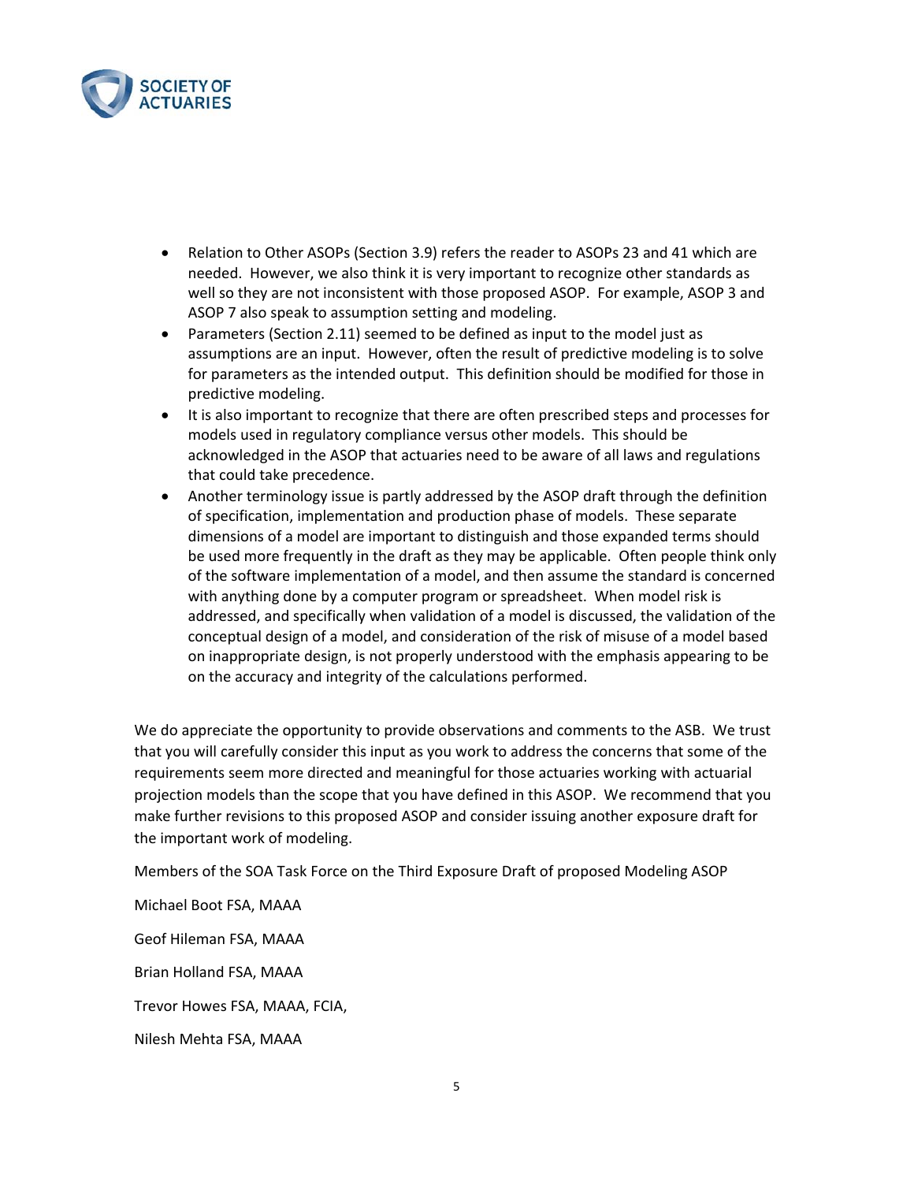- Relation to Other ASOPs (Section 3.9) refers the reader to ASOPs 23 and 41 which are needed. However, we also think it is very important to recognize other standards as well so they are not inconsistent with those proposed ASOP. For example, ASOP 3 and ASOP 7 also speak to assumption setting and modeling.
- Parameters (Section 2.11) seemed to be defined as input to the model just as assumptions are an input. However, often the result of predictive modeling is to solve for parameters as the intended output. This definition should be modified for those in predictive modeling.
- It is also important to recognize that there are often prescribed steps and processes for models used in regulatory compliance versus other models. This should be acknowledged in the ASOP that actuaries need to be aware of all laws and regulations that could take precedence.
- Another terminology issue is partly addressed by the ASOP draft through the definition of specification, implementation and production phase of models. These separate dimensions of a model are important to distinguish and those expanded terms should be used more frequently in the draft as they may be applicable. Often people think only of the software implementation of a model, and then assume the standard is concerned with anything done by a computer program or spreadsheet. When model risk is addressed, and specifically when validation of a model is discussed, the validation of the conceptual design of a model, and consideration of the risk of misuse of a model based on inappropriate design, is not properly understood with the emphasis appearing to be on the accuracy and integrity of the calculations performed.

We do appreciate the opportunity to provide observations and comments to the ASB. We trust that you will carefully consider this input as you work to address the concerns that some of the requirements seem more directed and meaningful for those actuaries working with actuarial projection models than the scope that you have defined in this ASOP. We recommend that you make further revisions to this proposed ASOP and consider issuing another exposure draft for the important work of modeling.

Members of the SOA Task Force on the Third Exposure Draft of proposed Modeling ASOP

Michael Boot FSA, MAAA

Geof Hileman FSA, MAAA

Brian Holland FSA, MAAA

Trevor Howes FSA, MAAA, FCIA,

Nilesh Mehta FSA, MAAA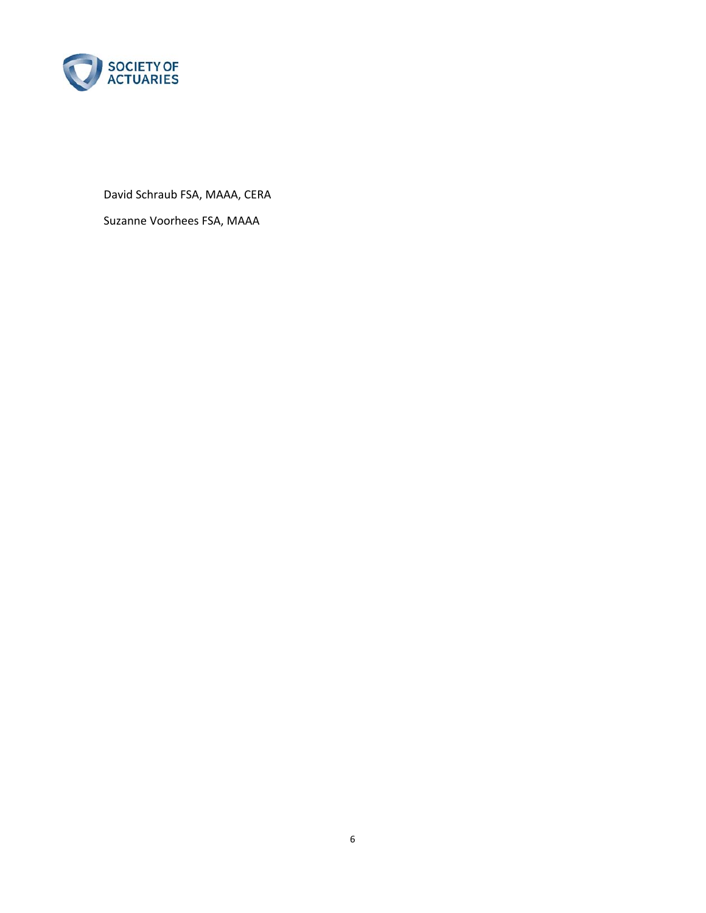David Schraub FSA, MAAA, CERA

Suzanne Voorhees FSA, MAAA